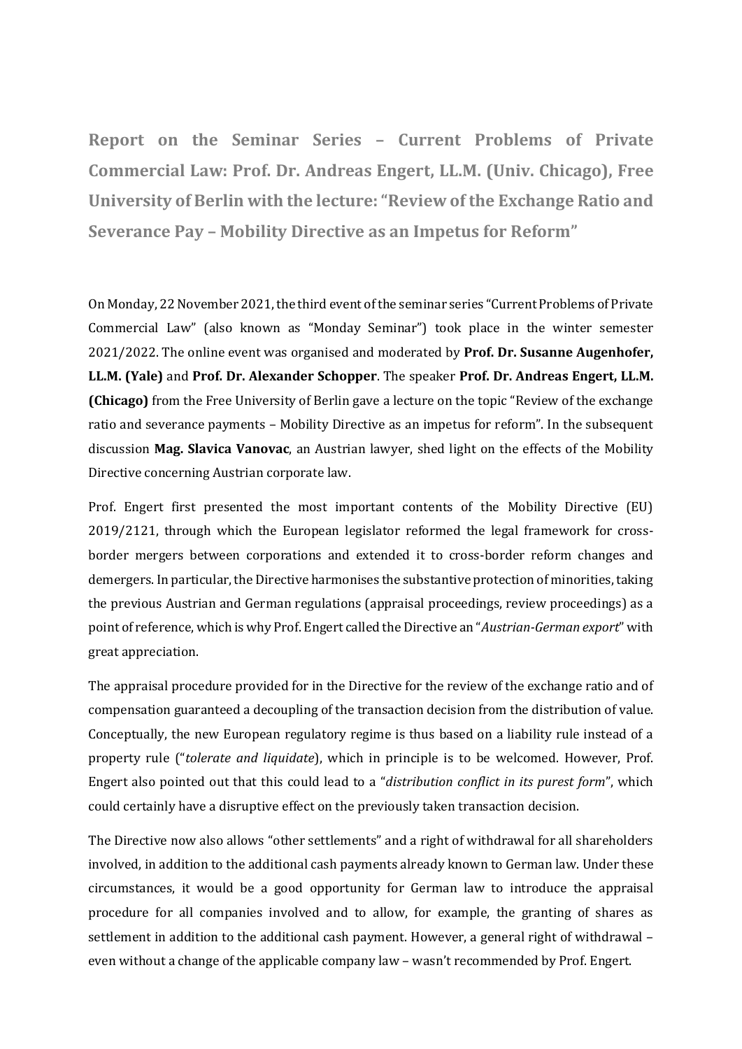**Report on the Seminar Series – Current Problems of Private Commercial Law: Prof. Dr. Andreas Engert, LL.M. (Univ. Chicago), Free University of Berlin with the lecture: "Review of the Exchange Ratio and Severance Pay – Mobility Directive as an Impetus for Reform"**

On Monday, 22 November 2021, the third event of the seminar series "Current Problems of Private Commercial Law" (also known as "Monday Seminar") took place in the winter semester 2021/2022. The online event was organised and moderated by **Prof. Dr. Susanne Augenhofer, LL.M. (Yale)** and **Prof. Dr. Alexander Schopper**. The speaker **Prof. Dr. Andreas Engert, LL.M. (Chicago)** from the Free University of Berlin gave a lecture on the topic "Review of the exchange ratio and severance payments – Mobility Directive as an impetus for reform". In the subsequent discussion **Mag. Slavica Vanovac**, an Austrian lawyer, shed light on the effects of the Mobility Directive concerning Austrian corporate law.

Prof. Engert first presented the most important contents of the Mobility Directive (EU) 2019/2121, through which the European legislator reformed the legal framework for cross-border mergers between corporations and extended it to cross-border reform changes and demergers. In particular, the Directive harmonises the substantive protection of minorities, taking the previous Austrian and German regulations (appraisal proceedings, review proceedings) as a point of reference, which is why Prof. Engert called the Directive an "*Austrian-German export*" with great appreciation.

The appraisal procedure provided for in the Directive for the review of the exchange ratio and of compensation guaranteed a decoupling of the transaction decision from the distribution of value. Conceptually, the new European regulatory regime is thus based on a liability rule instead of a property rule ("*tolerate and liquidate*"), which in principle is to be welcomed. However, Prof. Engert also pointed out that this could lead to a "*distribution conflict in its purest form*", which could certainly have a disruptive effect on the previously taken transaction decision.

The Directive now also allows "other settlements" and a right of withdrawal for all shareholders involved, in addition to the additional cash payments already known to German law. Under these circumstances, it would be a good opportunity for German law to introduce the appraisal procedure for all companies involved and to allow, for example, the granting of shares as settlement in addition to the additional cash payment. However, a general right of withdrawal – even without a change of the applicable company law – wasn't recommended by Prof. Engert.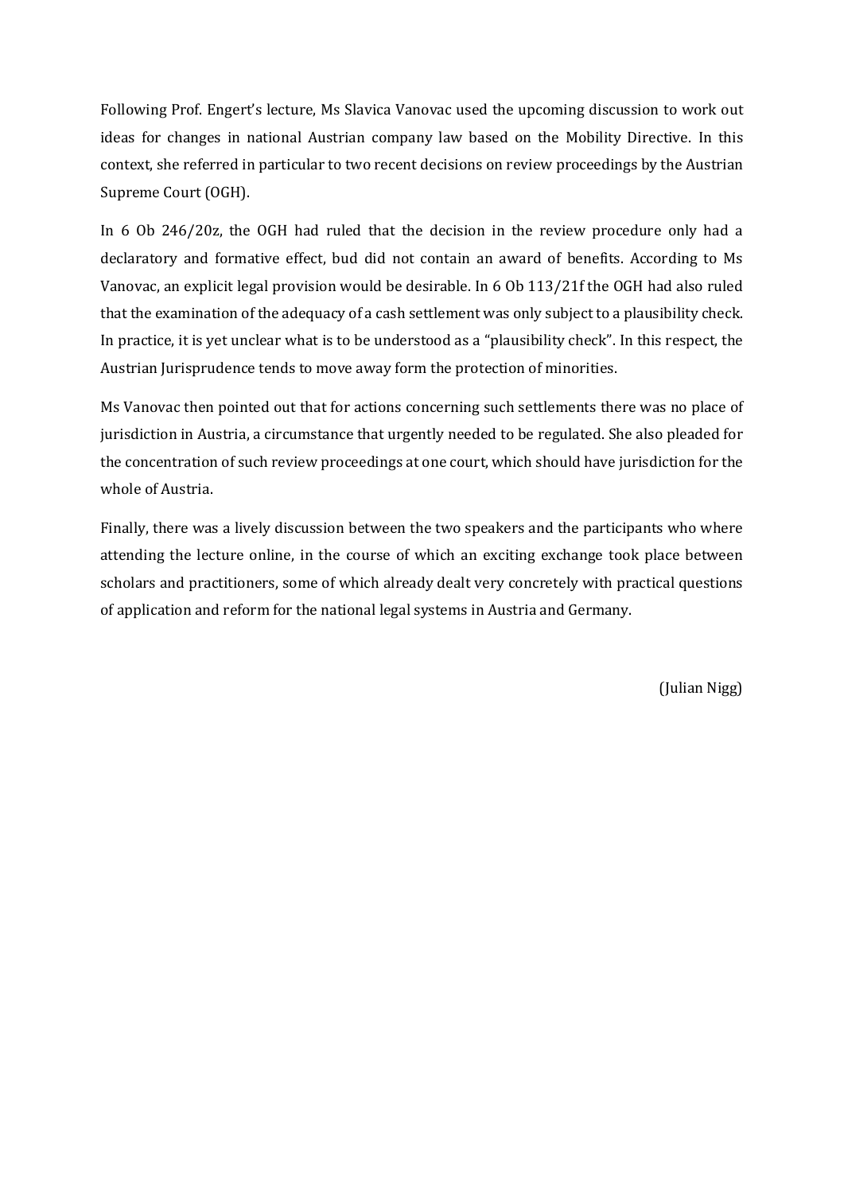Following Prof. Engert's lecture, Ms Slavica Vanovac used the upcoming discussion to work out ideas for changes in national Austrian company law based on the Mobility Directive. In this context, she referred in particular to two recent decisions on review proceedings by the Austrian Supreme Court (OGH).

In 6 Ob 246/20z, the OGH had ruled that the decision in the review procedure only had a declaratory and formative effect, bud did not contain an award of benefits. According to Ms Vanovac, an explicit legal provision would be desirable. In 6 Ob 113/21f the OGH had also ruled that the examination of the adequacy of a cash settlement was only subject to a plausibility check. In practice, it is yet unclear what is to be understood as a "plausibility check". In this respect, the Austrian Jurisprudence tends to move away form the protection of minorities.

Ms Vanovac then pointed out that for actions concerning such settlements there was no place of jurisdiction in Austria, a circumstance that urgently needed to be regulated. She also pleaded for the concentration of such review proceedings at one court, which should have jurisdiction for the whole of Austria.

Finally, there was a lively discussion between the two speakers and the participants who where attending the lecture online, in the course of which an exciting exchange took place between scholars and practitioners, some of which already dealt very concretely with practical questions of application and reform for the national legal systems in Austria and Germany.

(Julian Nigg)